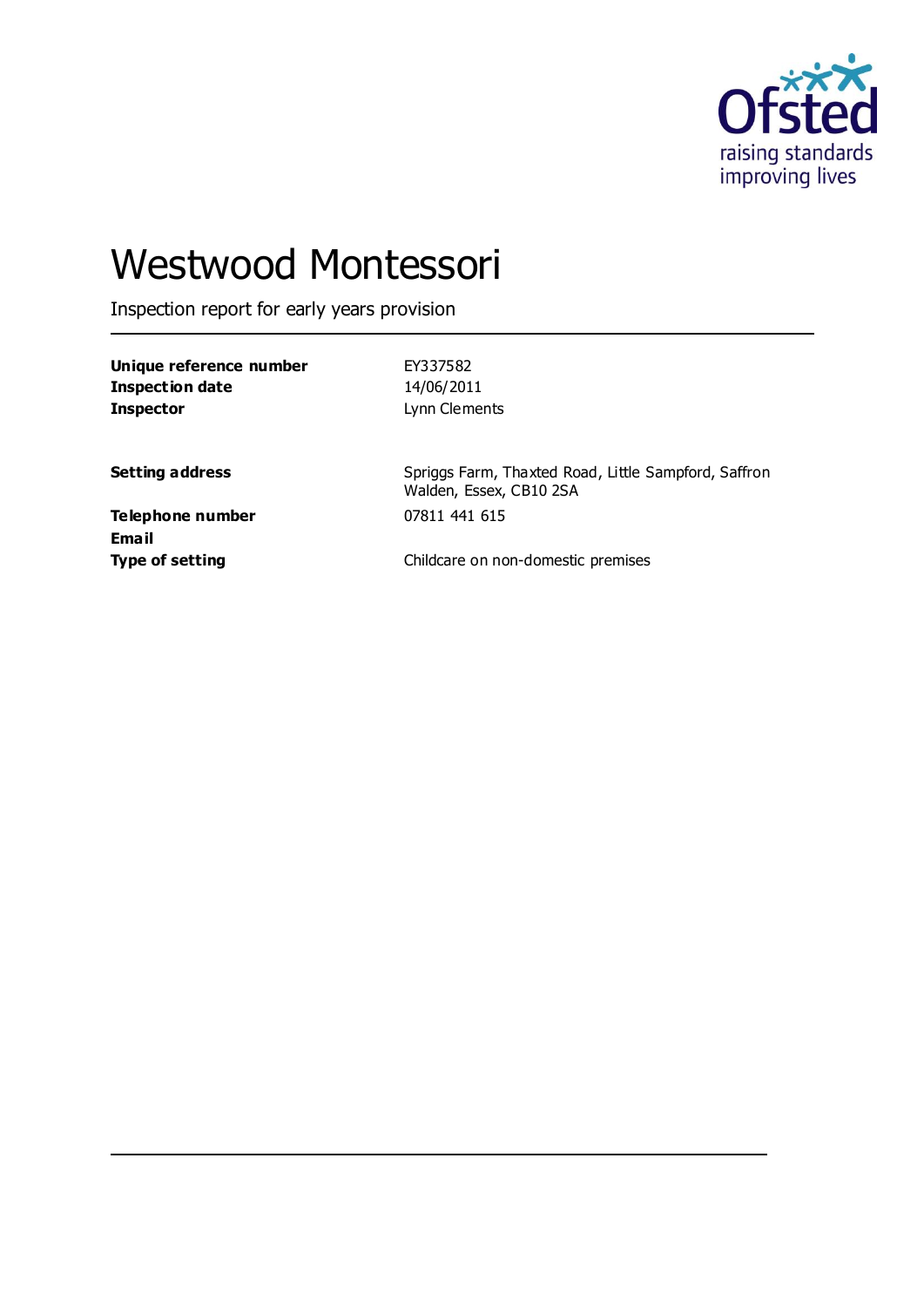# Westwood Montessori

Inspection report for early years provision

| | |
|---|---|
| **Unique reference number** | EY337582 |
| **Inspection date** | 14/06/2011 |
| **Inspector** | Lynn Clements |

| | |
|---|---|
| **Setting address** | Spriggs Farm, Thaxted Road, Little Sampford, Saffron Walden, Essex, CB10 2SA |
| **Telephone number** | 07811 441 615 |
| **Email** | |
| **Type of setting** | Childcare on non-domestic premises |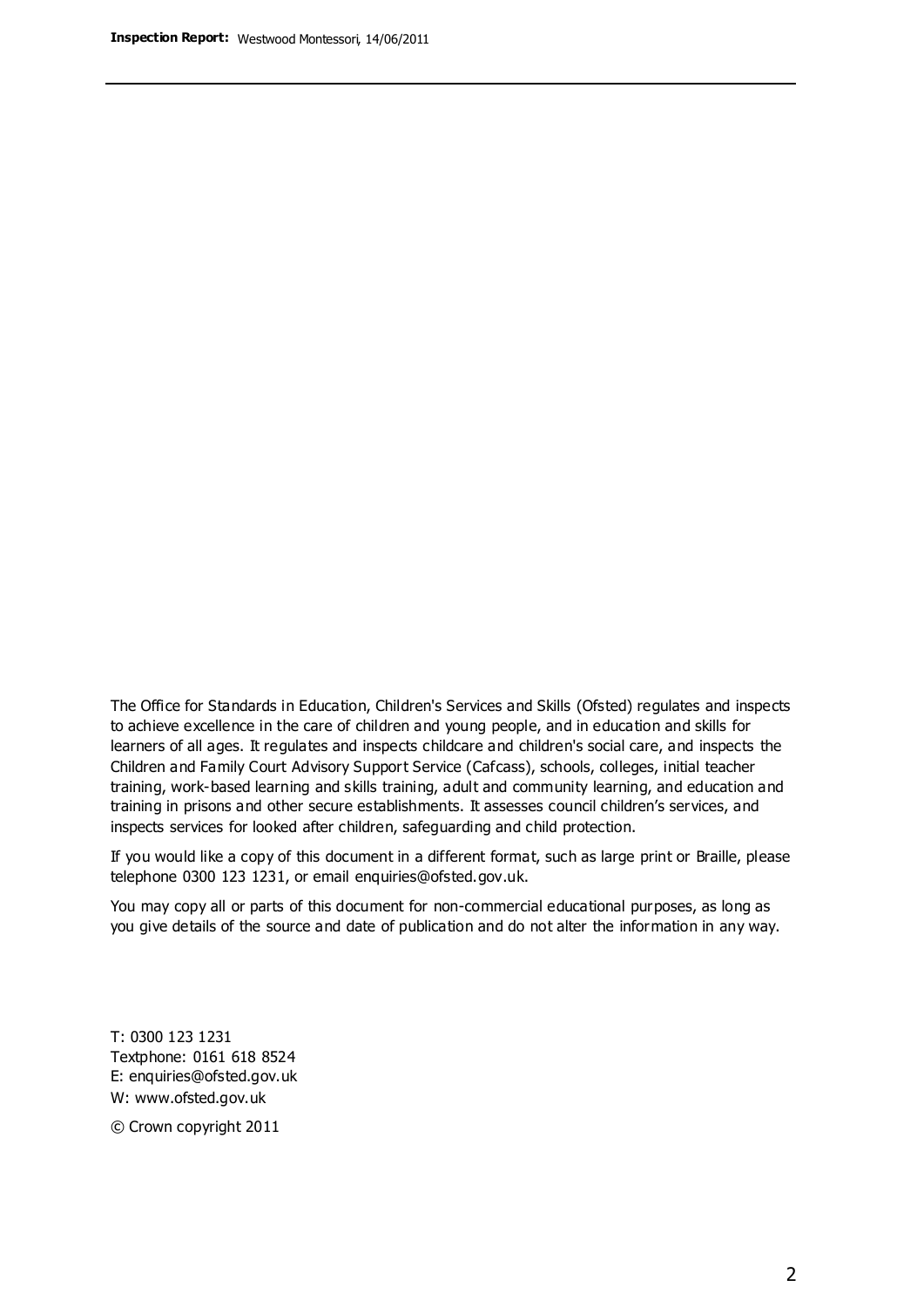The Office for Standards in Education, Children's Services and Skills (Ofsted) regulates and inspects to achieve excellence in the care of children and young people, and in education and skills for learners of all ages. It regulates and inspects childcare and children's social care, and inspects the Children and Family Court Advisory Support Service (Cafcass), schools, colleges, initial teacher training, work-based learning and skills training, adult and community learning, and education and training in prisons and other secure establishments. It assesses council children's services, and inspects services for looked after children, safeguarding and child protection.

If you would like a copy of this document in a different format, such as large print or Braille, please telephone 0300 123 1231, or email enquiries@ofsted.gov.uk.

You may copy all or parts of this document for non-commercial educational purposes, as long as you give details of the source and date of publication and do not alter the information in any way.

T: 0300 123 1231
Textphone: 0161 618 8524
E: enquiries@ofsted.gov.uk
W: www.ofsted.gov.uk

© Crown copyright 2011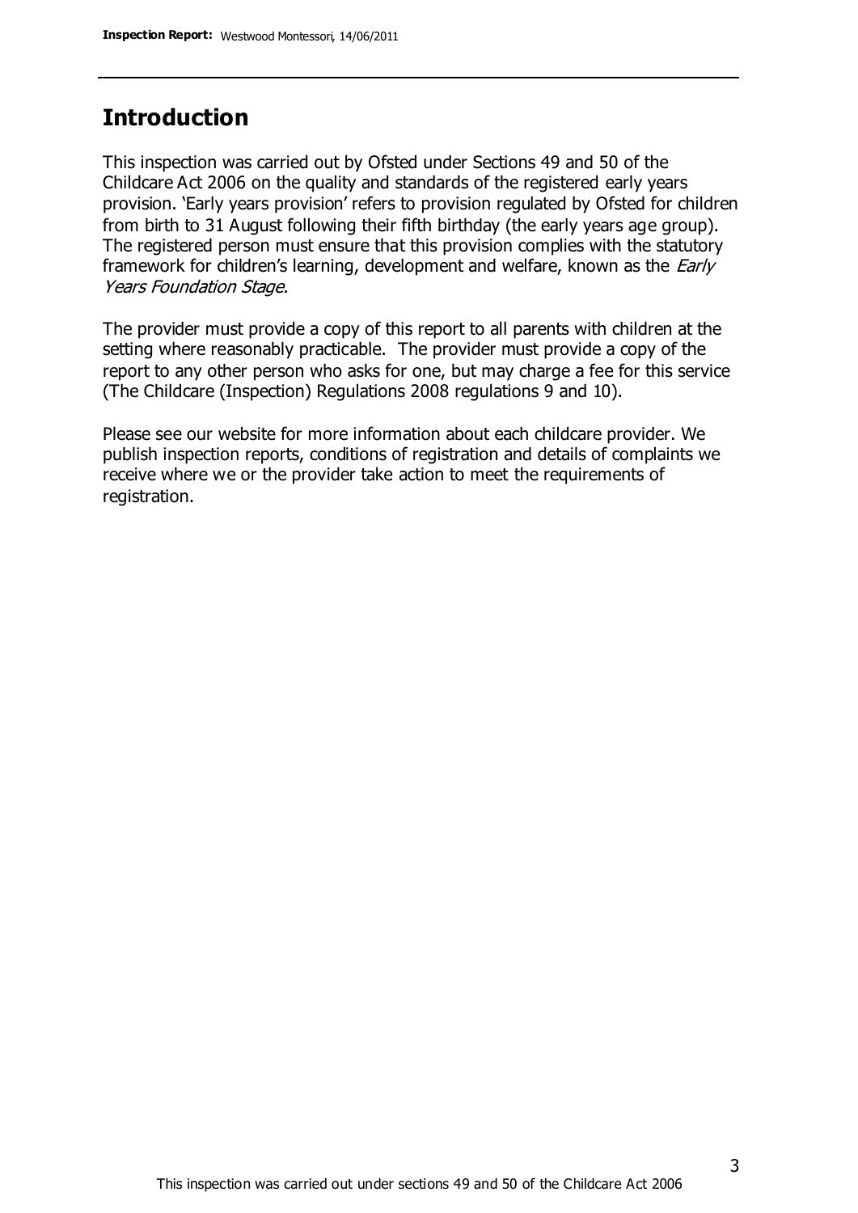## Introduction

This inspection was carried out by Ofsted under Sections 49 and 50 of the Childcare Act 2006 on the quality and standards of the registered early years provision. 'Early years provision' refers to provision regulated by Ofsted for children from birth to 31 August following their fifth birthday (the early years age group). The registered person must ensure that this provision complies with the statutory framework for children's learning, development and welfare, known as the *Early Years Foundation Stage.*

The provider must provide a copy of this report to all parents with children at the setting where reasonably practicable. The provider must provide a copy of the report to any other person who asks for one, but may charge a fee for this service (The Childcare (Inspection) Regulations 2008 regulations 9 and 10).

Please see our website for more information about each childcare provider. We publish inspection reports, conditions of registration and details of complaints we receive where we or the provider take action to meet the requirements of registration.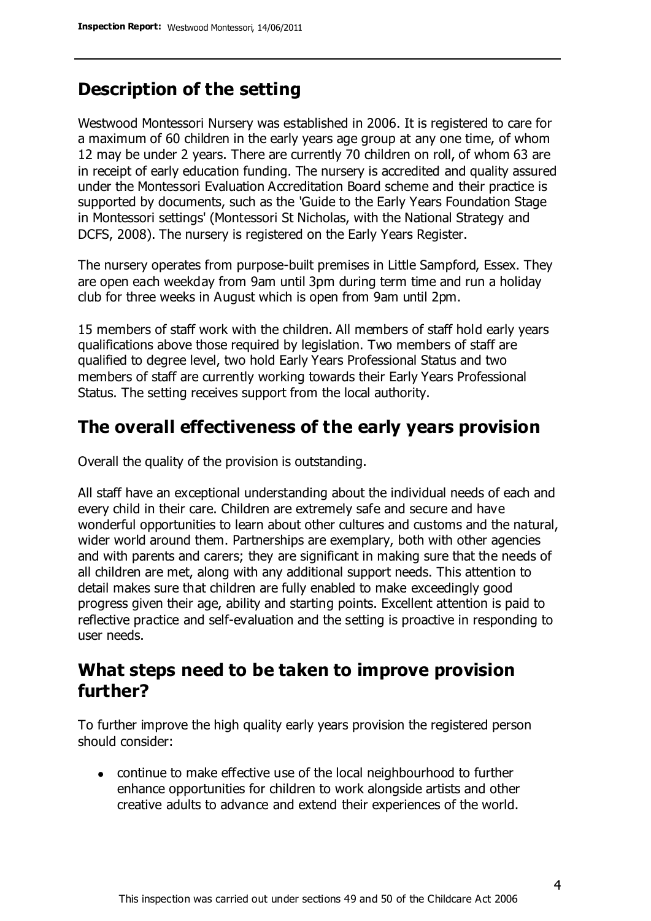## Description of the setting

Westwood Montessori Nursery was established in 2006. It is registered to care for a maximum of 60 children in the early years age group at any one time, of whom 12 may be under 2 years. There are currently 70 children on roll, of whom 63 are in receipt of early education funding. The nursery is accredited and quality assured under the Montessori Evaluation Accreditation Board scheme and their practice is supported by documents, such as the 'Guide to the Early Years Foundation Stage in Montessori settings' (Montessori St Nicholas, with the National Strategy and DCFS, 2008). The nursery is registered on the Early Years Register.

The nursery operates from purpose-built premises in Little Sampford, Essex. They are open each weekday from 9am until 3pm during term time and run a holiday club for three weeks in August which is open from 9am until 2pm.

15 members of staff work with the children. All members of staff hold early years qualifications above those required by legislation. Two members of staff are qualified to degree level, two hold Early Years Professional Status and two members of staff are currently working towards their Early Years Professional Status. The setting receives support from the local authority.

## The overall effectiveness of the early years provision

Overall the quality of the provision is outstanding.

All staff have an exceptional understanding about the individual needs of each and every child in their care. Children are extremely safe and secure and have wonderful opportunities to learn about other cultures and customs and the natural, wider world around them. Partnerships are exemplary, both with other agencies and with parents and carers; they are significant in making sure that the needs of all children are met, along with any additional support needs. This attention to detail makes sure that children are fully enabled to make exceedingly good progress given their age, ability and starting points. Excellent attention is paid to reflective practice and self-evaluation and the setting is proactive in responding to user needs.

## What steps need to be taken to improve provision further?

To further improve the high quality early years provision the registered person should consider:

- continue to make effective use of the local neighbourhood to further enhance opportunities for children to work alongside artists and other creative adults to advance and extend their experiences of the world.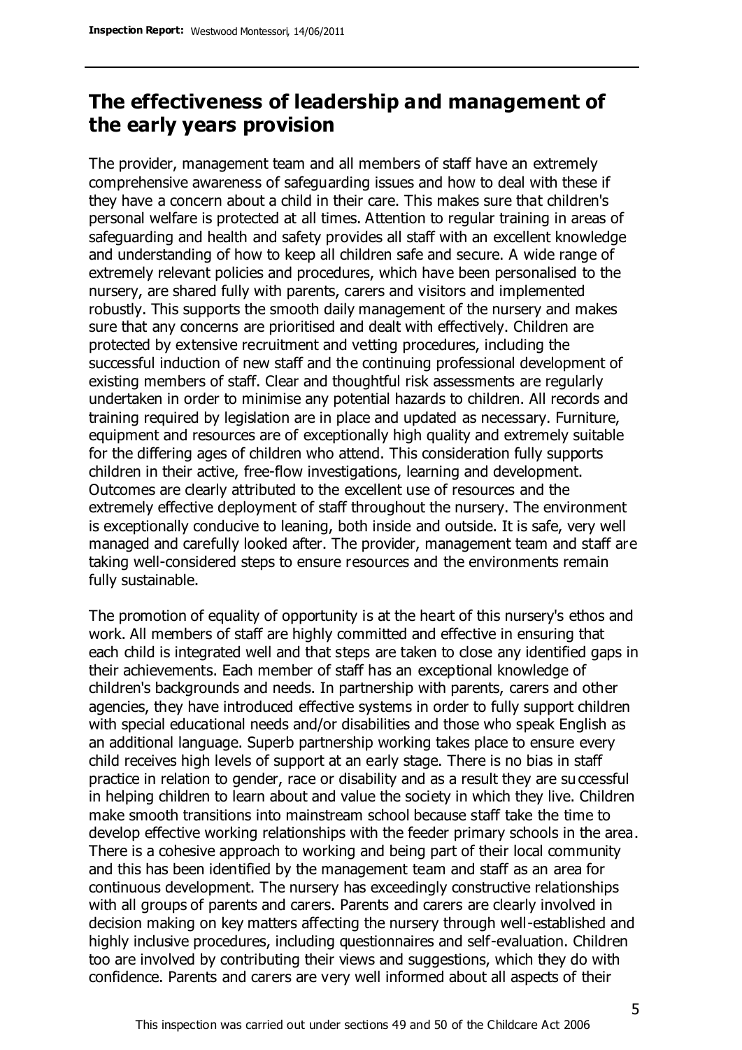## The effectiveness of leadership and management of the early years provision

The provider, management team and all members of staff have an extremely comprehensive awareness of safeguarding issues and how to deal with these if they have a concern about a child in their care. This makes sure that children's personal welfare is protected at all times. Attention to regular training in areas of safeguarding and health and safety provides all staff with an excellent knowledge and understanding of how to keep all children safe and secure. A wide range of extremely relevant policies and procedures, which have been personalised to the nursery, are shared fully with parents, carers and visitors and implemented robustly. This supports the smooth daily management of the nursery and makes sure that any concerns are prioritised and dealt with effectively. Children are protected by extensive recruitment and vetting procedures, including the successful induction of new staff and the continuing professional development of existing members of staff. Clear and thoughtful risk assessments are regularly undertaken in order to minimise any potential hazards to children. All records and training required by legislation are in place and updated as necessary. Furniture, equipment and resources are of exceptionally high quality and extremely suitable for the differing ages of children who attend. This consideration fully supports children in their active, free-flow investigations, learning and development. Outcomes are clearly attributed to the excellent use of resources and the extremely effective deployment of staff throughout the nursery. The environment is exceptionally conducive to leaning, both inside and outside. It is safe, very well managed and carefully looked after. The provider, management team and staff are taking well-considered steps to ensure resources and the environments remain fully sustainable.

The promotion of equality of opportunity is at the heart of this nursery's ethos and work. All members of staff are highly committed and effective in ensuring that each child is integrated well and that steps are taken to close any identified gaps in their achievements. Each member of staff has an exceptional knowledge of children's backgrounds and needs. In partnership with parents, carers and other agencies, they have introduced effective systems in order to fully support children with special educational needs and/or disabilities and those who speak English as an additional language. Superb partnership working takes place to ensure every child receives high levels of support at an early stage. There is no bias in staff practice in relation to gender, race or disability and as a result they are successful in helping children to learn about and value the society in which they live. Children make smooth transitions into mainstream school because staff take the time to develop effective working relationships with the feeder primary schools in the area. There is a cohesive approach to working and being part of their local community and this has been identified by the management team and staff as an area for continuous development. The nursery has exceedingly constructive relationships with all groups of parents and carers. Parents and carers are clearly involved in decision making on key matters affecting the nursery through well-established and highly inclusive procedures, including questionnaires and self-evaluation. Children too are involved by contributing their views and suggestions, which they do with confidence. Parents and carers are very well informed about all aspects of their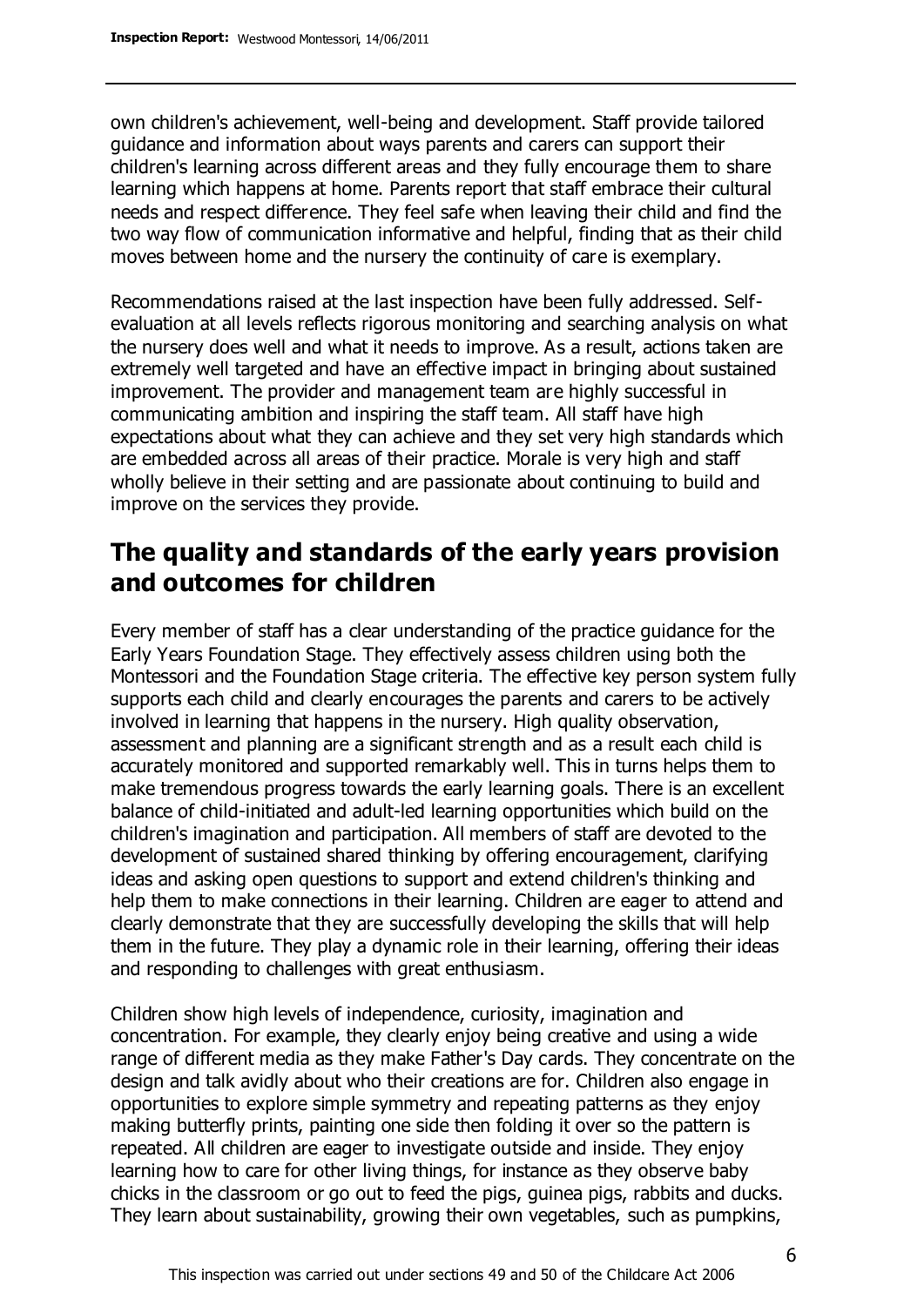own children's achievement, well-being and development. Staff provide tailored guidance and information about ways parents and carers can support their children's learning across different areas and they fully encourage them to share learning which happens at home. Parents report that staff embrace their cultural needs and respect difference. They feel safe when leaving their child and find the two way flow of communication informative and helpful, finding that as their child moves between home and the nursery the continuity of care is exemplary.

Recommendations raised at the last inspection have been fully addressed. Self-evaluation at all levels reflects rigorous monitoring and searching analysis on what the nursery does well and what it needs to improve. As a result, actions taken are extremely well targeted and have an effective impact in bringing about sustained improvement. The provider and management team are highly successful in communicating ambition and inspiring the staff team. All staff have high expectations about what they can achieve and they set very high standards which are embedded across all areas of their practice. Morale is very high and staff wholly believe in their setting and are passionate about continuing to build and improve on the services they provide.

## The quality and standards of the early years provision and outcomes for children

Every member of staff has a clear understanding of the practice guidance for the Early Years Foundation Stage. They effectively assess children using both the Montessori and the Foundation Stage criteria. The effective key person system fully supports each child and clearly encourages the parents and carers to be actively involved in learning that happens in the nursery. High quality observation, assessment and planning are a significant strength and as a result each child is accurately monitored and supported remarkably well. This in turns helps them to make tremendous progress towards the early learning goals. There is an excellent balance of child-initiated and adult-led learning opportunities which build on the children's imagination and participation. All members of staff are devoted to the development of sustained shared thinking by offering encouragement, clarifying ideas and asking open questions to support and extend children's thinking and help them to make connections in their learning. Children are eager to attend and clearly demonstrate that they are successfully developing the skills that will help them in the future. They play a dynamic role in their learning, offering their ideas and responding to challenges with great enthusiasm.

Children show high levels of independence, curiosity, imagination and concentration. For example, they clearly enjoy being creative and using a wide range of different media as they make Father's Day cards. They concentrate on the design and talk avidly about who their creations are for. Children also engage in opportunities to explore simple symmetry and repeating patterns as they enjoy making butterfly prints, painting one side then folding it over so the pattern is repeated. All children are eager to investigate outside and inside. They enjoy learning how to care for other living things, for instance as they observe baby chicks in the classroom or go out to feed the pigs, guinea pigs, rabbits and ducks. They learn about sustainability, growing their own vegetables, such as pumpkins,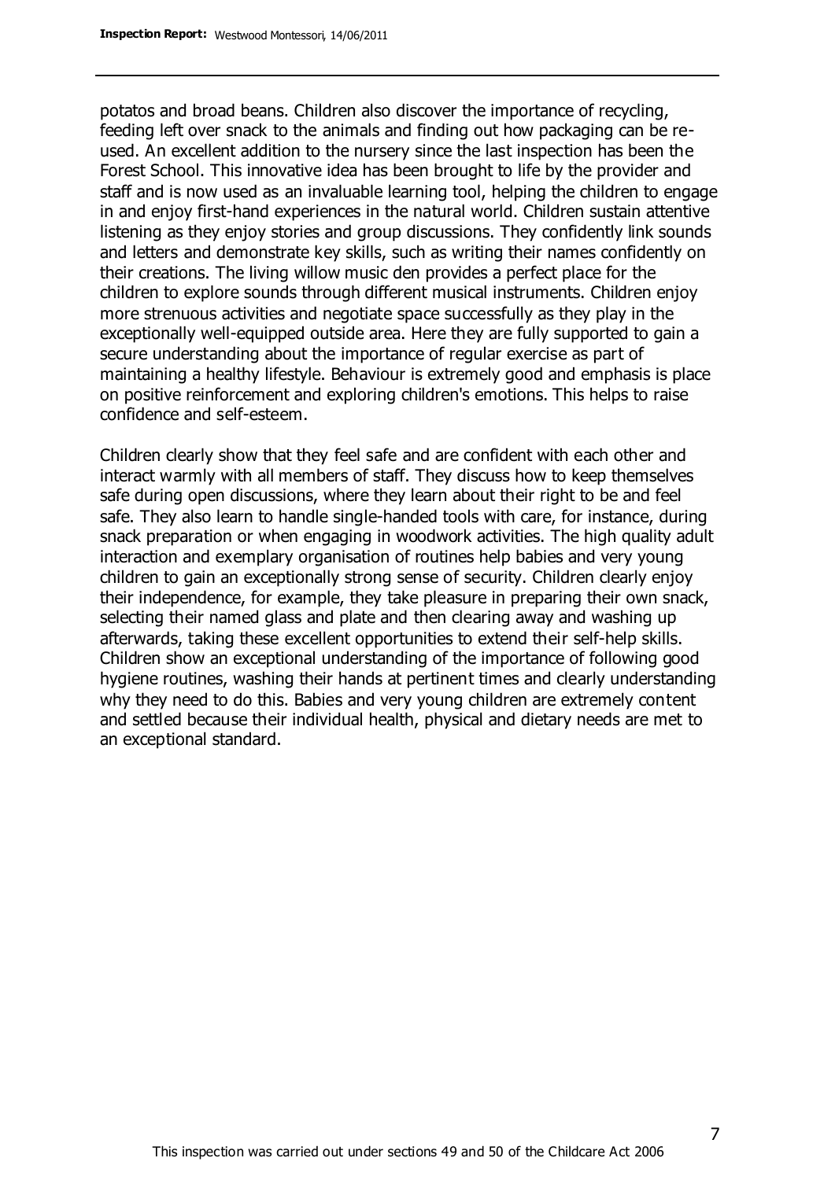potatos and broad beans. Children also discover the importance of recycling, feeding left over snack to the animals and finding out how packaging can be re-used. An excellent addition to the nursery since the last inspection has been the Forest School. This innovative idea has been brought to life by the provider and staff and is now used as an invaluable learning tool, helping the children to engage in and enjoy first-hand experiences in the natural world. Children sustain attentive listening as they enjoy stories and group discussions. They confidently link sounds and letters and demonstrate key skills, such as writing their names confidently on their creations. The living willow music den provides a perfect place for the children to explore sounds through different musical instruments. Children enjoy more strenuous activities and negotiate space successfully as they play in the exceptionally well-equipped outside area. Here they are fully supported to gain a secure understanding about the importance of regular exercise as part of maintaining a healthy lifestyle. Behaviour is extremely good and emphasis is place on positive reinforcement and exploring children's emotions. This helps to raise confidence and self-esteem.

Children clearly show that they feel safe and are confident with each other and interact warmly with all members of staff. They discuss how to keep themselves safe during open discussions, where they learn about their right to be and feel safe. They also learn to handle single-handed tools with care, for instance, during snack preparation or when engaging in woodwork activities. The high quality adult interaction and exemplary organisation of routines help babies and very young children to gain an exceptionally strong sense of security. Children clearly enjoy their independence, for example, they take pleasure in preparing their own snack, selecting their named glass and plate and then clearing away and washing up afterwards, taking these excellent opportunities to extend their self-help skills. Children show an exceptional understanding of the importance of following good hygiene routines, washing their hands at pertinent times and clearly understanding why they need to do this. Babies and very young children are extremely content and settled because their individual health, physical and dietary needs are met to an exceptional standard.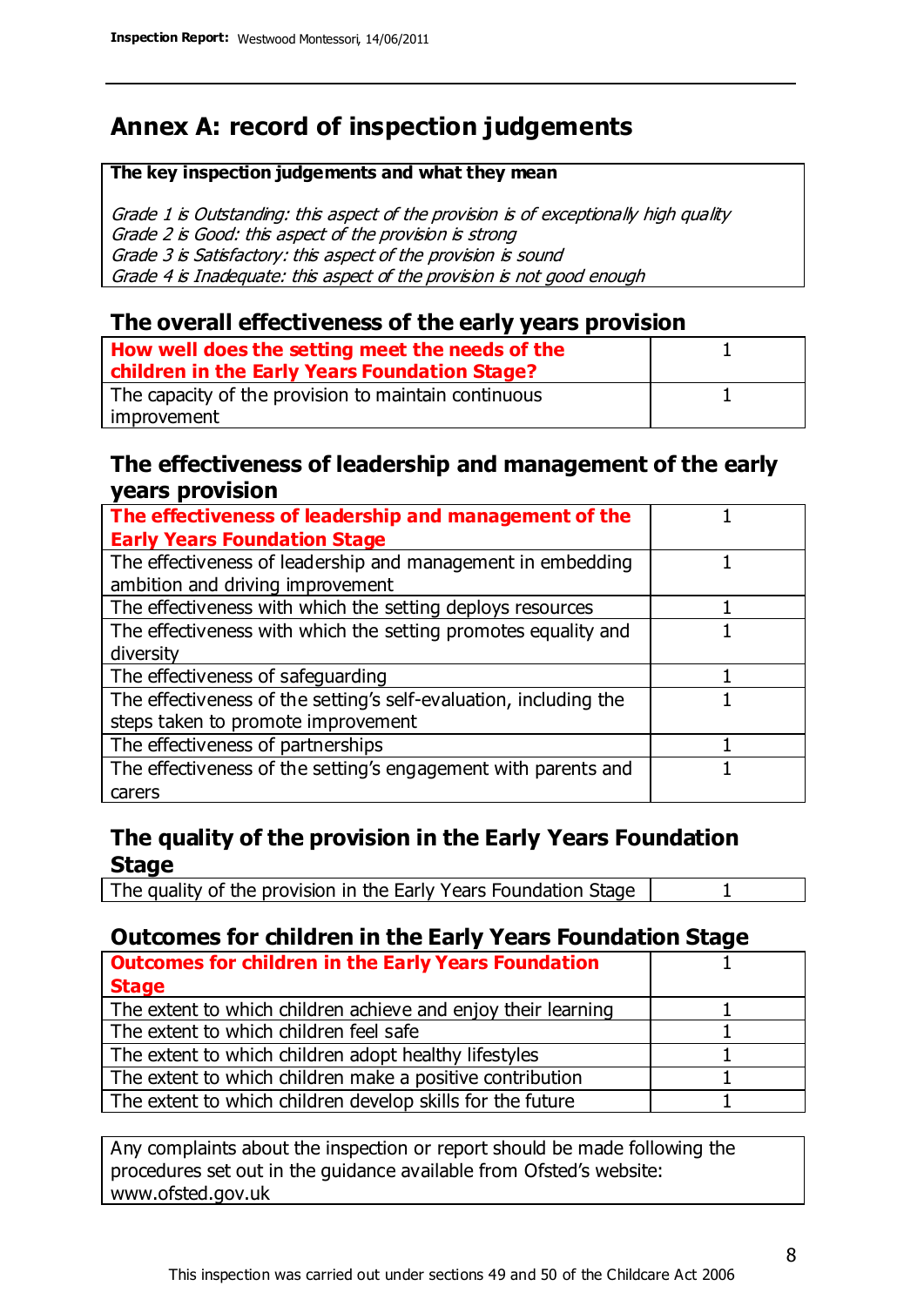# Annex A: record of inspection judgements

**The key inspection judgements and what they mean**

*Grade 1 is Outstanding: this aspect of the provision is of exceptionally high quality*
*Grade 2 is Good: this aspect of the provision is strong*
*Grade 3 is Satisfactory: this aspect of the provision is sound*
*Grade 4 is Inadequate: this aspect of the provision is not good enough*

## The overall effectiveness of the early years provision

| | |
|---|---|
| **How well does the setting meet the needs of the children in the Early Years Foundation Stage?** | 1 |
| The capacity of the provision to maintain continuous improvement | 1 |

## The effectiveness of leadership and management of the early years provision

| | |
|---|---|
| **The effectiveness of leadership and management of the Early Years Foundation Stage** | 1 |
| The effectiveness of leadership and management in embedding ambition and driving improvement | 1 |
| The effectiveness with which the setting deploys resources | 1 |
| The effectiveness with which the setting promotes equality and diversity | 1 |
| The effectiveness of safeguarding | 1 |
| The effectiveness of the setting's self-evaluation, including the steps taken to promote improvement | 1 |
| The effectiveness of partnerships | 1 |
| The effectiveness of the setting's engagement with parents and carers | 1 |

## The quality of the provision in the Early Years Foundation Stage

| | |
|---|---|
| The quality of the provision in the Early Years Foundation Stage | 1 |

## Outcomes for children in the Early Years Foundation Stage

| | |
|---|---|
| **Outcomes for children in the Early Years Foundation Stage** | 1 |
| The extent to which children achieve and enjoy their learning | 1 |
| The extent to which children feel safe | 1 |
| The extent to which children adopt healthy lifestyles | 1 |
| The extent to which children make a positive contribution | 1 |
| The extent to which children develop skills for the future | 1 |

Any complaints about the inspection or report should be made following the procedures set out in the guidance available from Ofsted's website: www.ofsted.gov.uk

This inspection was carried out under sections 49 and 50 of the Childcare Act 2006